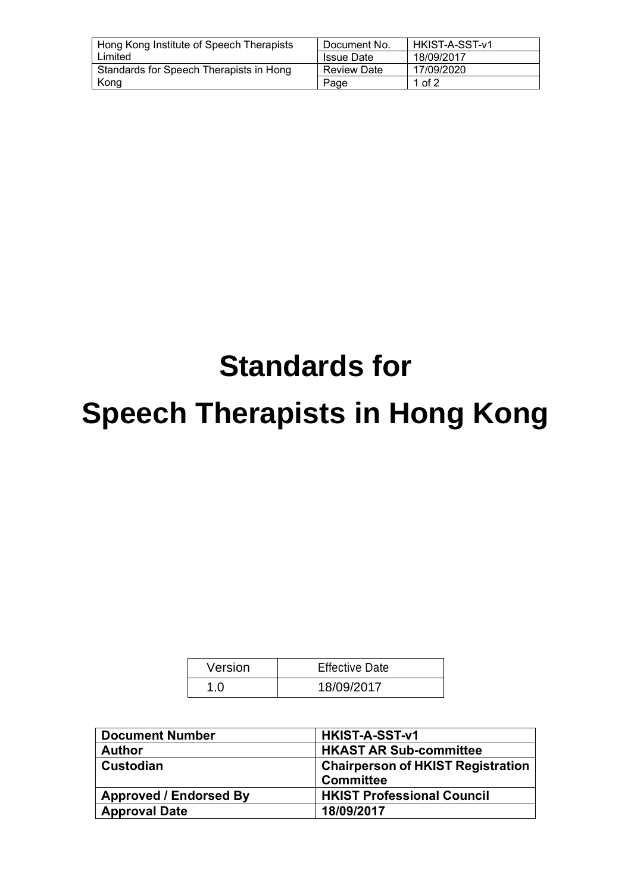# Standards for Speech Therapists in Hong Kong

| Version | Effective Date |
| --- | --- |
| 1.0 | 18/09/2017 |

| **Document Number** | **HKIST-A-SST-v1** |
| --- | --- |
| **Author** | **HKAST AR Sub-committee** |
| **Custodian** | **Chairperson of HKIST Registration Committee** |
| **Approved / Endorsed By** | **HKIST Professional Council** |
| **Approval Date** | **18/09/2017** |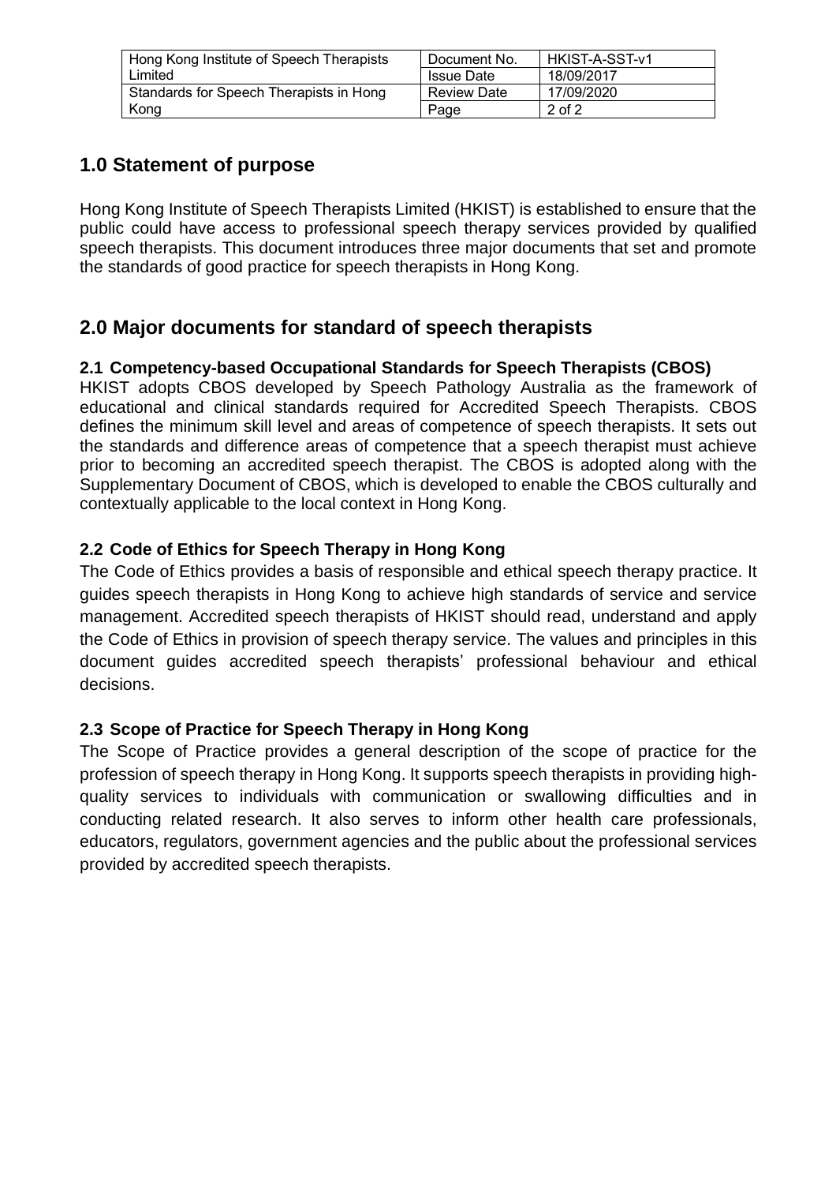## 1.0 Statement of purpose

Hong Kong Institute of Speech Therapists Limited (HKIST) is established to ensure that the public could have access to professional speech therapy services provided by qualified speech therapists. This document introduces three major documents that set and promote the standards of good practice for speech therapists in Hong Kong.

## 2.0 Major documents for standard of speech therapists

### 2.1 Competency-based Occupational Standards for Speech Therapists (CBOS)

HKIST adopts CBOS developed by Speech Pathology Australia as the framework of educational and clinical standards required for Accredited Speech Therapists. CBOS defines the minimum skill level and areas of competence of speech therapists. It sets out the standards and difference areas of competence that a speech therapist must achieve prior to becoming an accredited speech therapist. The CBOS is adopted along with the Supplementary Document of CBOS, which is developed to enable the CBOS culturally and contextually applicable to the local context in Hong Kong.

### 2.2 Code of Ethics for Speech Therapy in Hong Kong

The Code of Ethics provides a basis of responsible and ethical speech therapy practice. It guides speech therapists in Hong Kong to achieve high standards of service and service management. Accredited speech therapists of HKIST should read, understand and apply the Code of Ethics in provision of speech therapy service. The values and principles in this document guides accredited speech therapists' professional behaviour and ethical decisions.

### 2.3 Scope of Practice for Speech Therapy in Hong Kong

The Scope of Practice provides a general description of the scope of practice for the profession of speech therapy in Hong Kong. It supports speech therapists in providing high-quality services to individuals with communication or swallowing difficulties and in conducting related research. It also serves to inform other health care professionals, educators, regulators, government agencies and the public about the professional services provided by accredited speech therapists.